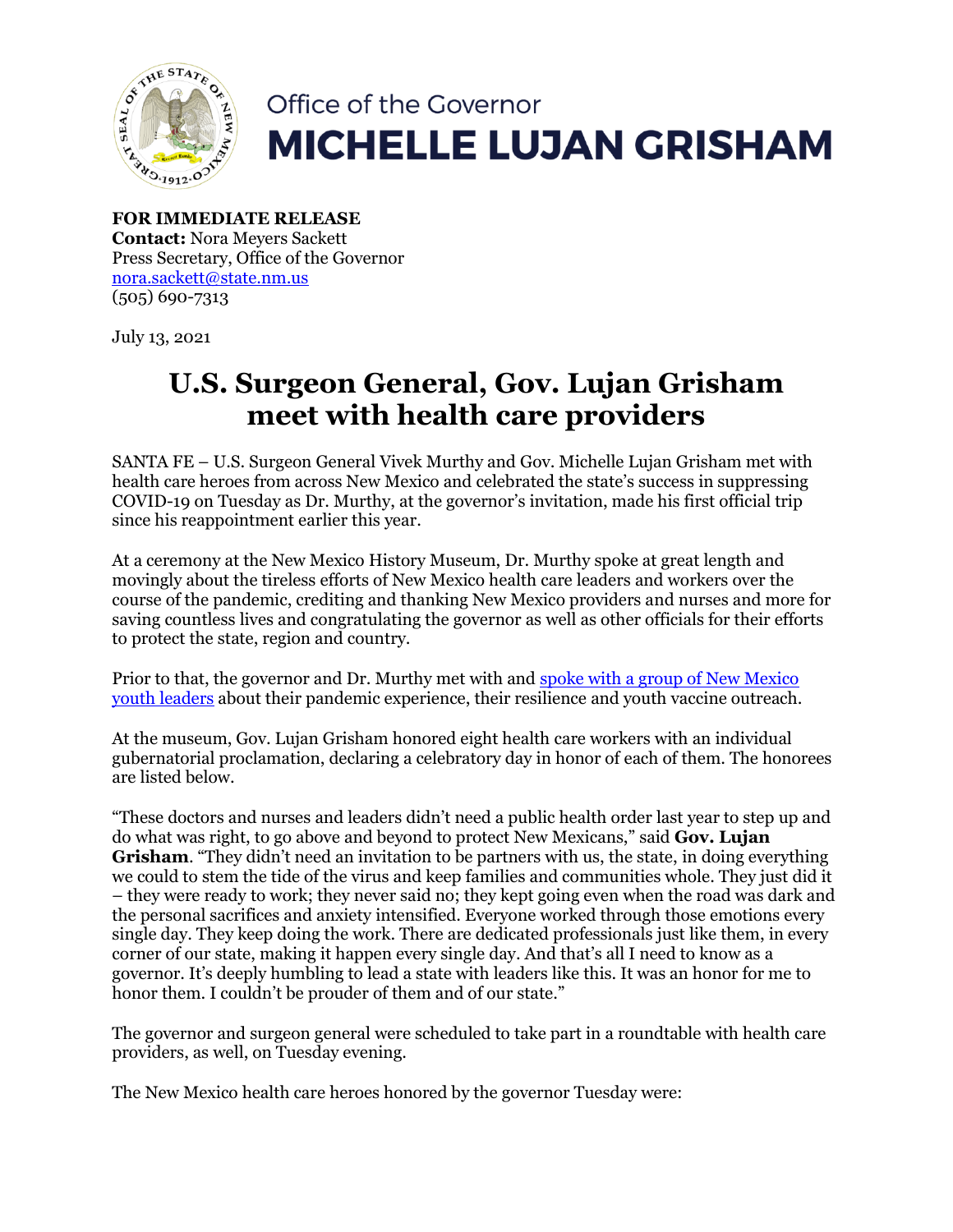Office of the Governor

**MICHELLE LUJAN GRISHAM**

**FOR IMMEDIATE RELEASE**
**Contact:** Nora Meyers Sackett
Press Secretary, Office of the Governor
nora.sackett@state.nm.us
(505) 690-7313

July 13, 2021

# U.S. Surgeon General, Gov. Lujan Grisham meet with health care providers

SANTA FE – U.S. Surgeon General Vivek Murthy and Gov. Michelle Lujan Grisham met with health care heroes from across New Mexico and celebrated the state's success in suppressing COVID-19 on Tuesday as Dr. Murthy, at the governor's invitation, made his first official trip since his reappointment earlier this year.

At a ceremony at the New Mexico History Museum, Dr. Murthy spoke at great length and movingly about the tireless efforts of New Mexico health care leaders and workers over the course of the pandemic, crediting and thanking New Mexico providers and nurses and more for saving countless lives and congratulating the governor as well as other officials for their efforts to protect the state, region and country.

Prior to that, the governor and Dr. Murthy met with and spoke with a group of New Mexico youth leaders about their pandemic experience, their resilience and youth vaccine outreach.

At the museum, Gov. Lujan Grisham honored eight health care workers with an individual gubernatorial proclamation, declaring a celebratory day in honor of each of them. The honorees are listed below.

"These doctors and nurses and leaders didn't need a public health order last year to step up and do what was right, to go above and beyond to protect New Mexicans," said **Gov. Lujan Grisham**. "They didn't need an invitation to be partners with us, the state, in doing everything we could to stem the tide of the virus and keep families and communities whole. They just did it – they were ready to work; they never said no; they kept going even when the road was dark and the personal sacrifices and anxiety intensified. Everyone worked through those emotions every single day. They keep doing the work. There are dedicated professionals just like them, in every corner of our state, making it happen every single day. And that's all I need to know as a governor. It's deeply humbling to lead a state with leaders like this. It was an honor for me to honor them. I couldn't be prouder of them and of our state."

The governor and surgeon general were scheduled to take part in a roundtable with health care providers, as well, on Tuesday evening.

The New Mexico health care heroes honored by the governor Tuesday were: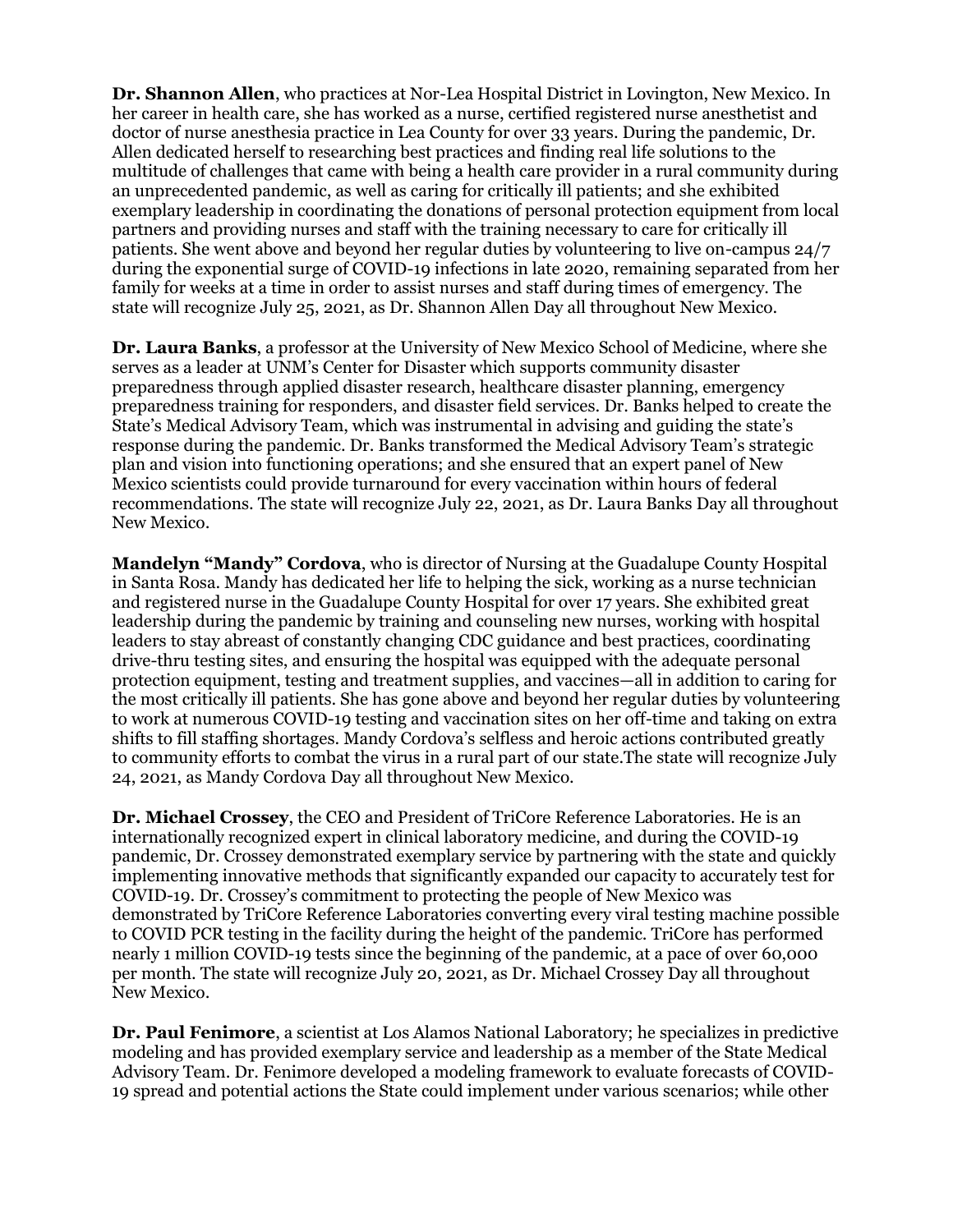**Dr. Shannon Allen**, who practices at Nor-Lea Hospital District in Lovington, New Mexico. In her career in health care, she has worked as a nurse, certified registered nurse anesthetist and doctor of nurse anesthesia practice in Lea County for over 33 years. During the pandemic, Dr. Allen dedicated herself to researching best practices and finding real life solutions to the multitude of challenges that came with being a health care provider in a rural community during an unprecedented pandemic, as well as caring for critically ill patients; and she exhibited exemplary leadership in coordinating the donations of personal protection equipment from local partners and providing nurses and staff with the training necessary to care for critically ill patients. She went above and beyond her regular duties by volunteering to live on-campus 24/7 during the exponential surge of COVID-19 infections in late 2020, remaining separated from her family for weeks at a time in order to assist nurses and staff during times of emergency. The state will recognize July 25, 2021, as Dr. Shannon Allen Day all throughout New Mexico.

**Dr. Laura Banks**, a professor at the University of New Mexico School of Medicine, where she serves as a leader at UNM's Center for Disaster which supports community disaster preparedness through applied disaster research, healthcare disaster planning, emergency preparedness training for responders, and disaster field services. Dr. Banks helped to create the State's Medical Advisory Team, which was instrumental in advising and guiding the state's response during the pandemic. Dr. Banks transformed the Medical Advisory Team's strategic plan and vision into functioning operations; and she ensured that an expert panel of New Mexico scientists could provide turnaround for every vaccination within hours of federal recommendations. The state will recognize July 22, 2021, as Dr. Laura Banks Day all throughout New Mexico.

**Mandelyn "Mandy" Cordova**, who is director of Nursing at the Guadalupe County Hospital in Santa Rosa. Mandy has dedicated her life to helping the sick, working as a nurse technician and registered nurse in the Guadalupe County Hospital for over 17 years. She exhibited great leadership during the pandemic by training and counseling new nurses, working with hospital leaders to stay abreast of constantly changing CDC guidance and best practices, coordinating drive-thru testing sites, and ensuring the hospital was equipped with the adequate personal protection equipment, testing and treatment supplies, and vaccines—all in addition to caring for the most critically ill patients. She has gone above and beyond her regular duties by volunteering to work at numerous COVID-19 testing and vaccination sites on her off-time and taking on extra shifts to fill staffing shortages. Mandy Cordova's selfless and heroic actions contributed greatly to community efforts to combat the virus in a rural part of our state.The state will recognize July 24, 2021, as Mandy Cordova Day all throughout New Mexico.

**Dr. Michael Crossey**, the CEO and President of TriCore Reference Laboratories. He is an internationally recognized expert in clinical laboratory medicine, and during the COVID-19 pandemic, Dr. Crossey demonstrated exemplary service by partnering with the state and quickly implementing innovative methods that significantly expanded our capacity to accurately test for COVID-19. Dr. Crossey's commitment to protecting the people of New Mexico was demonstrated by TriCore Reference Laboratories converting every viral testing machine possible to COVID PCR testing in the facility during the height of the pandemic. TriCore has performed nearly 1 million COVID-19 tests since the beginning of the pandemic, at a pace of over 60,000 per month. The state will recognize July 20, 2021, as Dr. Michael Crossey Day all throughout New Mexico.

**Dr. Paul Fenimore**, a scientist at Los Alamos National Laboratory; he specializes in predictive modeling and has provided exemplary service and leadership as a member of the State Medical Advisory Team. Dr. Fenimore developed a modeling framework to evaluate forecasts of COVID-19 spread and potential actions the State could implement under various scenarios; while other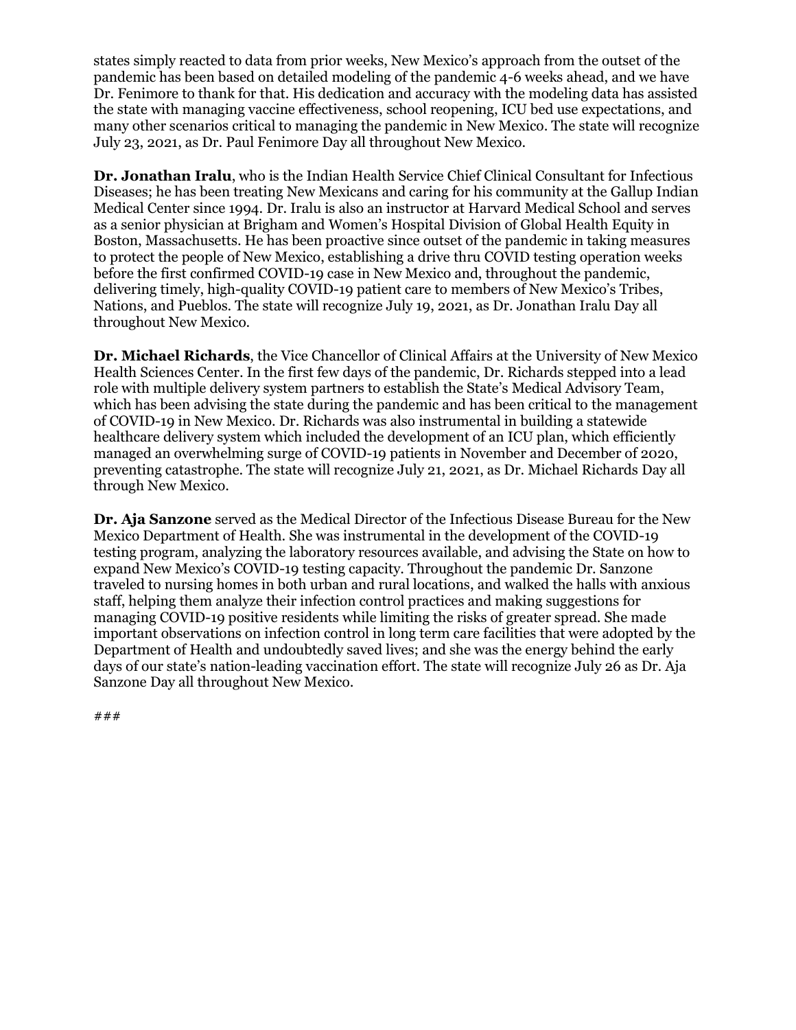states simply reacted to data from prior weeks, New Mexico's approach from the outset of the pandemic has been based on detailed modeling of the pandemic 4-6 weeks ahead, and we have Dr. Fenimore to thank for that. His dedication and accuracy with the modeling data has assisted the state with managing vaccine effectiveness, school reopening, ICU bed use expectations, and many other scenarios critical to managing the pandemic in New Mexico. The state will recognize July 23, 2021, as Dr. Paul Fenimore Day all throughout New Mexico.

**Dr. Jonathan Iralu**, who is the Indian Health Service Chief Clinical Consultant for Infectious Diseases; he has been treating New Mexicans and caring for his community at the Gallup Indian Medical Center since 1994. Dr. Iralu is also an instructor at Harvard Medical School and serves as a senior physician at Brigham and Women's Hospital Division of Global Health Equity in Boston, Massachusetts. He has been proactive since outset of the pandemic in taking measures to protect the people of New Mexico, establishing a drive thru COVID testing operation weeks before the first confirmed COVID-19 case in New Mexico and, throughout the pandemic, delivering timely, high-quality COVID-19 patient care to members of New Mexico's Tribes, Nations, and Pueblos. The state will recognize July 19, 2021, as Dr. Jonathan Iralu Day all throughout New Mexico.

**Dr. Michael Richards**, the Vice Chancellor of Clinical Affairs at the University of New Mexico Health Sciences Center. In the first few days of the pandemic, Dr. Richards stepped into a lead role with multiple delivery system partners to establish the State's Medical Advisory Team, which has been advising the state during the pandemic and has been critical to the management of COVID-19 in New Mexico. Dr. Richards was also instrumental in building a statewide healthcare delivery system which included the development of an ICU plan, which efficiently managed an overwhelming surge of COVID-19 patients in November and December of 2020, preventing catastrophe. The state will recognize July 21, 2021, as Dr. Michael Richards Day all through New Mexico.

**Dr. Aja Sanzone** served as the Medical Director of the Infectious Disease Bureau for the New Mexico Department of Health. She was instrumental in the development of the COVID-19 testing program, analyzing the laboratory resources available, and advising the State on how to expand New Mexico's COVID-19 testing capacity. Throughout the pandemic Dr. Sanzone traveled to nursing homes in both urban and rural locations, and walked the halls with anxious staff, helping them analyze their infection control practices and making suggestions for managing COVID-19 positive residents while limiting the risks of greater spread. She made important observations on infection control in long term care facilities that were adopted by the Department of Health and undoubtedly saved lives; and she was the energy behind the early days of our state's nation-leading vaccination effort. The state will recognize July 26 as Dr. Aja Sanzone Day all throughout New Mexico.

###